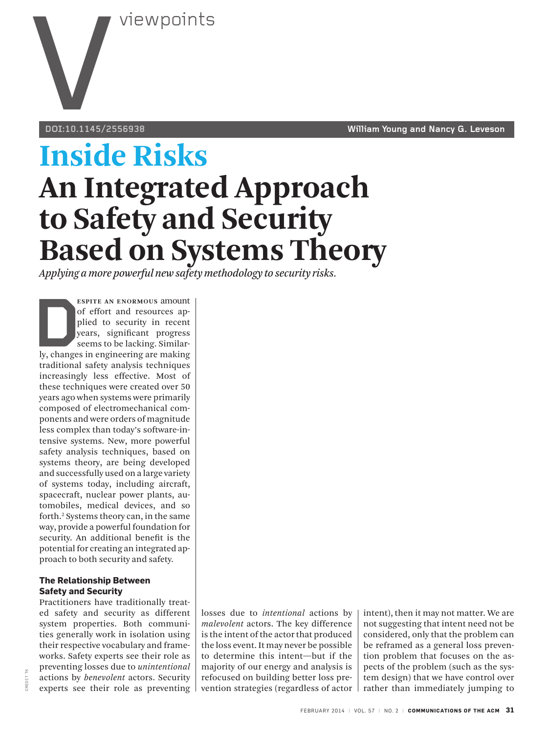# Inside Risks

# An Integrated Approach to Safety and Security Based on Systems Theory

William Young and Nancy G. Leveson

DOI:10.1145/2556938

*Applying a more powerful new safety methodology to security risks.*

Despite an enormous amount of effort and resources applied to security in recent years, significant progress seems to be lacking. Similarly, changes in engineering are making traditional safety analysis techniques increasingly less effective. Most of these techniques were created over 50 years ago when systems were primarily composed of electromechanical components and were orders of magnitude less complex than today's software-intensive systems. New, more powerful safety analysis techniques, based on systems theory, are being developed and successfully used on a large variety of systems today, including aircraft, spacecraft, nuclear power plants, automobiles, medical devices, and so forth.[2] Systems theory can, in the same way, provide a powerful foundation for security. An additional benefit is the potential for creating an integrated approach to both security and safety.

### The Relationship Between Safety and Security

Practitioners have traditionally treated safety and security as different system properties. Both communities generally work in isolation using their respective vocabulary and frameworks. Safety experts see their role as preventing losses due to *unintentional* actions by *benevolent* actors. Security experts see their role as preventing losses due to *intentional* actions by *malevolent* actors. The key difference is the intent of the actor that produced the loss event. It may never be possible to determine this intent—but if the majority of our energy and analysis is refocused on building better loss prevention strategies (regardless of actor intent), then it may not matter. We are not suggesting that intent need not be considered, only that the problem can be reframed as a general loss prevention problem that focuses on the aspects of the problem (such as the system design) that we have control over rather than immediately jumping to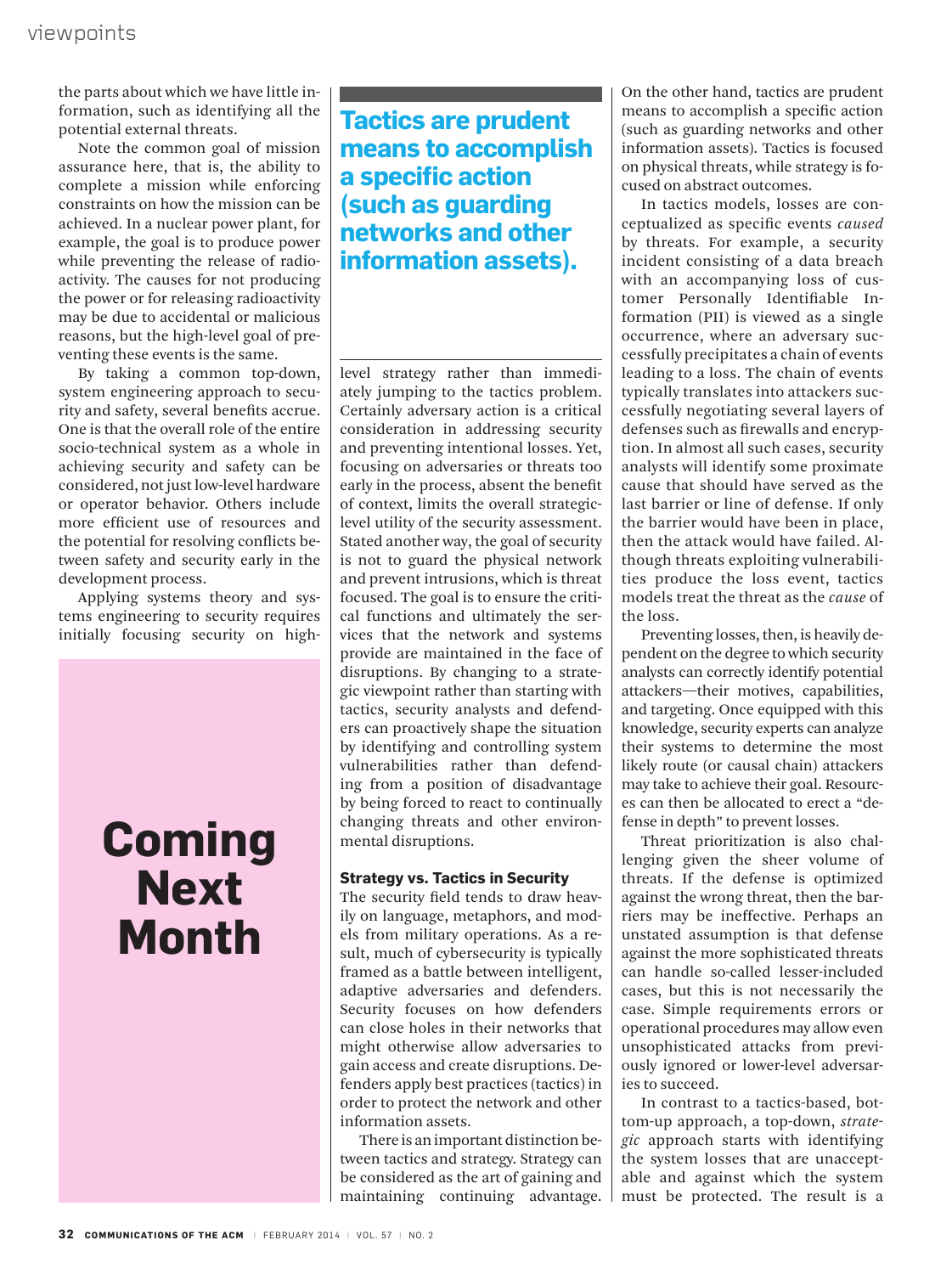the parts about which we have little information, such as identifying all the potential external threats.

Note the common goal of mission assurance here, that is, the ability to complete a mission while enforcing constraints on how the mission can be achieved. In a nuclear power plant, for example, the goal is to produce power while preventing the release of radioactivity. The causes for not producing the power or for releasing radioactivity may be due to accidental or malicious reasons, but the high-level goal of preventing these events is the same.

By taking a common top-down, system engineering approach to security and safety, several benefits accrue. One is that the overall role of the entire socio-technical system as a whole in achieving security and safety can be considered, not just low-level hardware or operator behavior. Others include more efficient use of resources and the potential for resolving conflicts between safety and security early in the development process.

Applying systems theory and systems engineering to security requires initially focusing security on high-level strategy rather than immediately jumping to the tactics problem. Certainly adversary action is a critical consideration in addressing security and preventing intentional losses. Yet, focusing on adversaries or threats too early in the process, absent the benefit of context, limits the overall strategic-level utility of the security assessment. Stated another way, the goal of security is not to guard the physical network and prevent intrusions, which is threat focused. The goal is to ensure the critical functions and ultimately the services that the network and systems provide are maintained in the face of disruptions. By changing to a strategic viewpoint rather than starting with tactics, security analysts and defenders can proactively shape the situation by identifying and controlling system vulnerabilities rather than defending from a position of disadvantage by being forced to react to continually changing threats and other environmental disruptions.

**Tactics are prudent means to accomplish a specific action (such as guarding networks and other information assets).**

## Strategy vs. Tactics in Security

The security field tends to draw heavily on language, metaphors, and models from military operations. As a result, much of cybersecurity is typically framed as a battle between intelligent, adaptive adversaries and defenders. Security focuses on how defenders can close holes in their networks that might otherwise allow adversaries to gain access and create disruptions. Defenders apply best practices (tactics) in order to protect the network and other information assets.

There is an important distinction between tactics and strategy. Strategy can be considered as the art of gaining and maintaining continuing advantage. On the other hand, tactics are prudent means to accomplish a specific action (such as guarding networks and other information assets). Tactics is focused on physical threats, while strategy is focused on abstract outcomes.

In tactics models, losses are conceptualized as specific events *caused* by threats. For example, a security incident consisting of a data breach with an accompanying loss of customer Personally Identifiable Information (PII) is viewed as a single occurrence, where an adversary successfully precipitates a chain of events leading to a loss. The chain of events typically translates into attackers successfully negotiating several layers of defenses such as firewalls and encryption. In almost all such cases, security analysts will identify some proximate cause that should have served as the last barrier or line of defense. If only the barrier would have been in place, then the attack would have failed. Although threats exploiting vulnerabilities produce the loss event, tactics models treat the threat as the *cause* of the loss.

Preventing losses, then, is heavily dependent on the degree to which security analysts can correctly identify potential attackers—their motives, capabilities, and targeting. Once equipped with this knowledge, security experts can analyze their systems to determine the most likely route (or causal chain) attackers may take to achieve their goal. Resources can then be allocated to erect a "defense in depth" to prevent losses.

Threat prioritization is also challenging given the sheer volume of threats. If the defense is optimized against the wrong threat, then the barriers may be ineffective. Perhaps an unstated assumption is that defense against the more sophisticated threats can handle so-called lesser-included cases, but this is not necessarily the case. Simple requirements errors or operational procedures may allow even unsophisticated attacks from previously ignored or lower-level adversaries to succeed.

In contrast to a tactics-based, bottom-up approach, a top-down, *strategic* approach starts with identifying the system losses that are unacceptable and against which the system must be protected. The result is a

**Coming Next Month**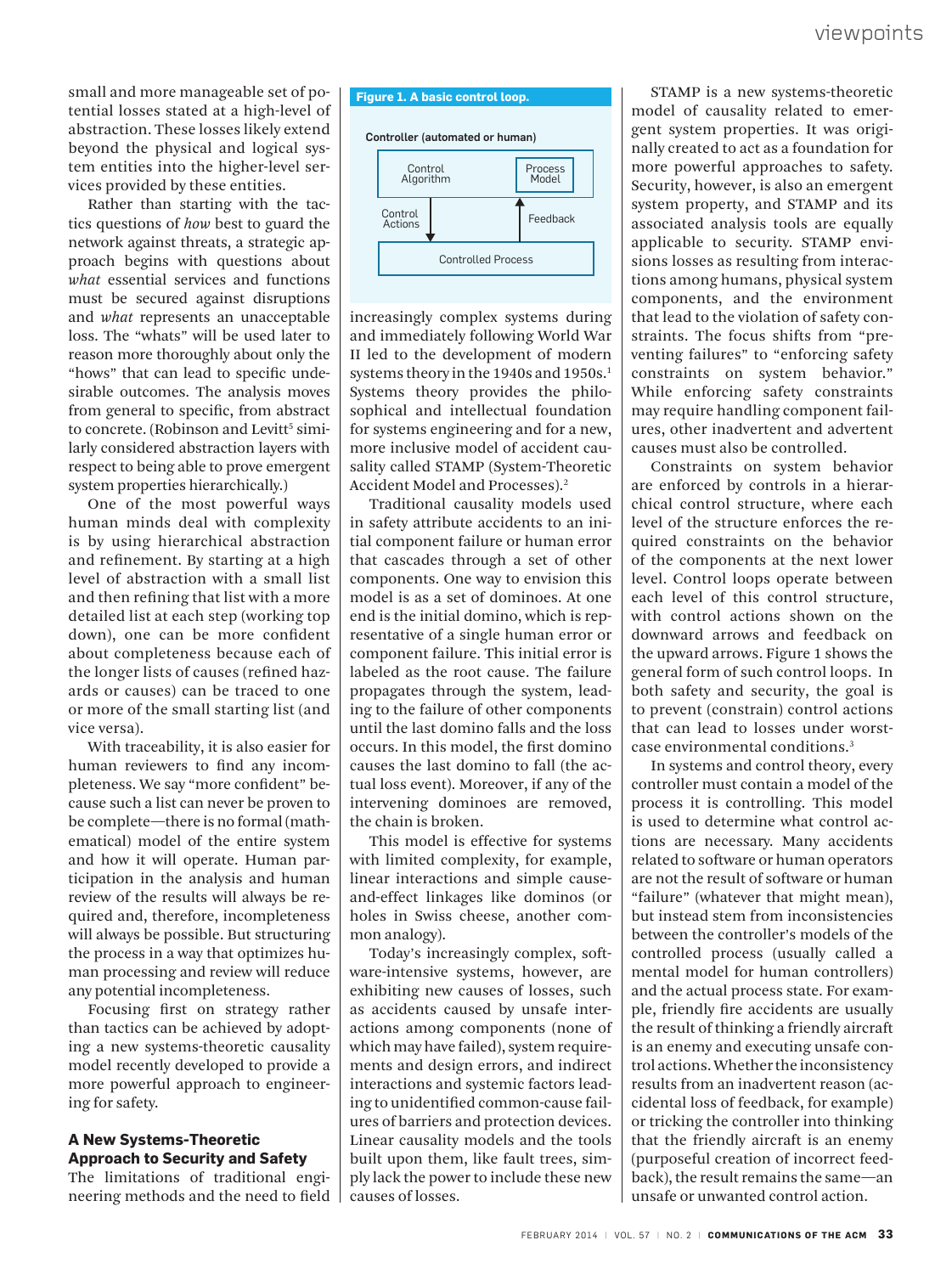small and more manageable set of potential losses stated at a high-level of abstraction. These losses likely extend beyond the physical and logical system entities into the higher-level services provided by these entities.

Rather than starting with the tactics questions of *how* best to guard the network against threats, a strategic approach begins with questions about *what* essential services and functions must be secured against disruptions and *what* represents an unacceptable loss. The "whats" will be used later to reason more thoroughly about only the "hows" that can lead to specific undesirable outcomes. The analysis moves from general to specific, from abstract to concrete. (Robinson and Levitt[5] similarly considered abstraction layers with respect to being able to prove emergent system properties hierarchically.)

One of the most powerful ways human minds deal with complexity is by using hierarchical abstraction and refinement. By starting at a high level of abstraction with a small list and then refining that list with a more detailed list at each step (working top down), one can be more confident about completeness because each of the longer lists of causes (refined hazards or causes) can be traced to one or more of the small starting list (and vice versa).

With traceability, it is also easier for human reviewers to find any incompleteness. We say "more confident" because such a list can never be proven to be complete—there is no formal (mathematical) model of the entire system and how it will operate. Human participation in the analysis and human review of the results will always be required and, therefore, incompleteness will always be possible. But structuring the process in a way that optimizes human processing and review will reduce any potential incompleteness.

Focusing first on strategy rather than tactics can be achieved by adopting a new systems-theoretic causality model recently developed to provide a more powerful approach to engineering for safety.

### A New Systems-Theoretic Approach to Security and Safety

The limitations of traditional engineering methods and the need to field increasingly complex systems during and immediately following World War II led to the development of modern systems theory in the 1940s and 1950s.[1] Systems theory provides the philosophical and intellectual foundation for systems engineering and for a new, more inclusive model of accident causality called STAMP (System-Theoretic Accident Model and Processes).[2]

**Figure 1. A basic control loop.**

Controller (automated or human)

Control Algorithm | Process Model

Control Actions ↓ | ↑ Feedback

Controlled Process

Traditional causality models used in safety attribute accidents to an initial component failure or human error that cascades through a set of other components. One way to envision this model is as a set of dominoes. At one end is the initial domino, which is representative of a single human error or component failure. This initial error is labeled as the root cause. The failure propagates through the system, leading to the failure of other components until the last domino falls and the loss occurs. In this model, the first domino causes the last domino to fall (the actual loss event). Moreover, if any of the intervening dominoes are removed, the chain is broken.

This model is effective for systems with limited complexity, for example, linear interactions and simple cause-and-effect linkages like dominos (or holes in Swiss cheese, another common analogy).

Today's increasingly complex, software-intensive systems, however, are exhibiting new causes of losses, such as accidents caused by unsafe interactions among components (none of which may have failed), system requirements and design errors, and indirect interactions and systemic factors leading to unidentified common-cause failures of barriers and protection devices. Linear causality models and the tools built upon them, like fault trees, simply lack the power to include these new causes of losses.

STAMP is a new systems-theoretic model of causality related to emergent system properties. It was originally created to act as a foundation for more powerful approaches to safety. Security, however, is also an emergent system property, and STAMP and its associated analysis tools are equally applicable to security. STAMP envisions losses as resulting from interactions among humans, physical system components, and the environment that lead to the violation of safety constraints. The focus shifts from "preventing failures" to "enforcing safety constraints on system behavior." While enforcing safety constraints may require handling component failures, other inadvertent and advertent causes must also be controlled.

Constraints on system behavior are enforced by controls in a hierarchical control structure, where each level of the structure enforces the required constraints on the behavior of the components at the next lower level. Control loops operate between each level of this control structure, with control actions shown on the downward arrows and feedback on the upward arrows. Figure 1 shows the general form of such control loops. In both safety and security, the goal is to prevent (constrain) control actions that can lead to losses under worst-case environmental conditions.[3]

In systems and control theory, every controller must contain a model of the process it is controlling. This model is used to determine what control actions are necessary. Many accidents related to software or human operators are not the result of software or human "failure" (whatever that might mean), but instead stem from inconsistencies between the controller's models of the controlled process (usually called a mental model for human controllers) and the actual process state. For example, friendly fire accidents are usually the result of thinking a friendly aircraft is an enemy and executing unsafe control actions. Whether the inconsistency results from an inadvertent reason (accidental loss of feedback, for example) or tricking the controller into thinking that the friendly aircraft is an enemy (purposeful creation of incorrect feedback), the result remains the same—an unsafe or unwanted control action.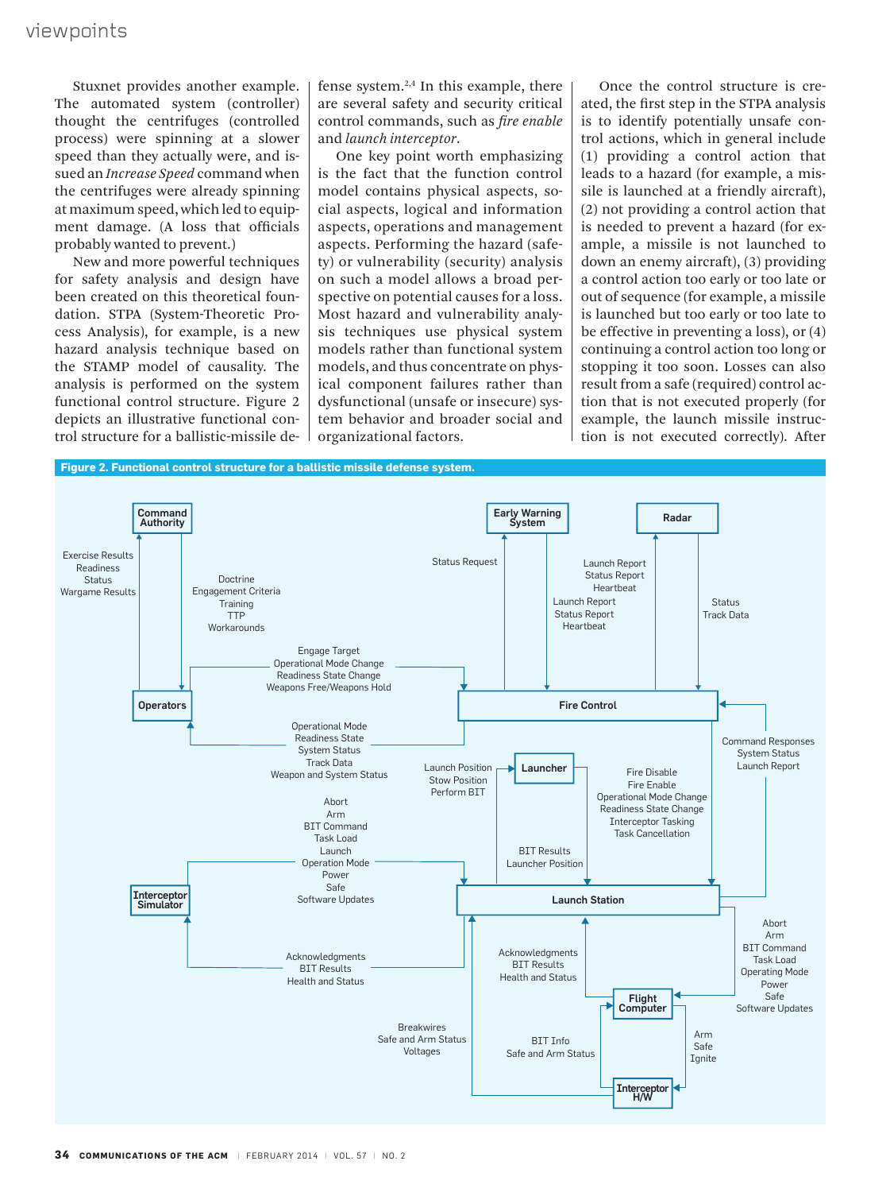Stuxnet provides another example. The automated system (controller) thought the centrifuges (controlled process) were spinning at a slower speed than they actually were, and issued an *Increase Speed* command when the centrifuges were already spinning at maximum speed, which led to equipment damage. (A loss that officials probably wanted to prevent.)

New and more powerful techniques for safety analysis and design have been created on this theoretical foundation. STPA (System-Theoretic Process Analysis), for example, is a new hazard analysis technique based on the STAMP model of causality. The analysis is performed on the system functional control structure. Figure 2 depicts an illustrative functional control structure for a ballistic-missile defense system.[2,4] In this example, there are several safety and security critical control commands, such as *fire enable* and *launch interceptor*.

One key point worth emphasizing is the fact that the function control model contains physical aspects, social aspects, logical and information aspects, operations and management aspects. Performing the hazard (safety) or vulnerability (security) analysis on such a model allows a broad perspective on potential causes for a loss. Most hazard and vulnerability analysis techniques use physical system models rather than functional system models, and thus concentrate on physical component failures rather than dysfunctional (unsafe or insecure) system behavior and broader social and organizational factors.

Once the control structure is created, the first step in the STPA analysis is to identify potentially unsafe control actions, which in general include (1) providing a control action that leads to a hazard (for example, a missile is launched at a friendly aircraft), (2) not providing a control action that is needed to prevent a hazard (for example, a missile is not launched to down an enemy aircraft), (3) providing a control action too early or too late or out of sequence (for example, a missile is launched but too early or too late to be effective in preventing a loss), or (4) continuing a control action too long or stopping it too soon. Losses can also result from a safe (required) control action that is not executed properly (for example, the launch missile instruction is not executed correctly). After

**Figure 2. Functional control structure for a ballistic missile defense system.**

Command Authority; Early Warning System; Radar; Operators; Fire Control; Launcher; Interceptor Simulator; Launch Station; Flight Computer; Interceptor H/W

Operators → Command Authority: Exercise Results, Readiness, Status, Wargame Results
Command Authority → Operators: Doctrine, Engagement Criteria, Training, TTP, Workarounds
Operators → Fire Control: Engage Target, Operational Mode Change, Readiness State Change, Weapons Free/Weapons Hold
Fire Control → Operators: Operational Mode, Readiness State, System Status, Track Data, Weapon and System Status
Fire Control → Early Warning System: Status Request
Early Warning System → Fire Control: Launch Report, Status Report, Heartbeat
Fire Control → Radar: Launch Report, Status Report, Heartbeat
Radar → Fire Control: Status, Track Data
Fire Control → Launch Station: Fire Disable, Fire Enable, Operational Mode Change, Readiness State Change, Interceptor Tasking, Task Cancellation
Launch Station → Fire Control: Command Responses, System Status, Launch Report
Launch Station → Launcher: Launch Position, Stow Position, Perform BIT
Launcher → Launch Station: BIT Results, Launcher Position
Interceptor Simulator → Launch Station: Abort, Arm, BIT Command, Task Load, Launch, Operation Mode, Power, Safe, Software Updates
Launch Station → Interceptor Simulator: Acknowledgments, BIT Results, Health and Status
Launch Station → Flight Computer: Abort, Arm, BIT Command, Task Load, Operating Mode, Power, Safe, Software Updates
Flight Computer → Launch Station: Acknowledgments, BIT Results, Health and Status
Interceptor H/W → Launch Station: Breakwires, Safe and Arm Status, Voltages
Interceptor H/W → Flight Computer: BIT Info, Safe and Arm Status
Flight Computer → Interceptor H/W: Arm, Safe, Ignite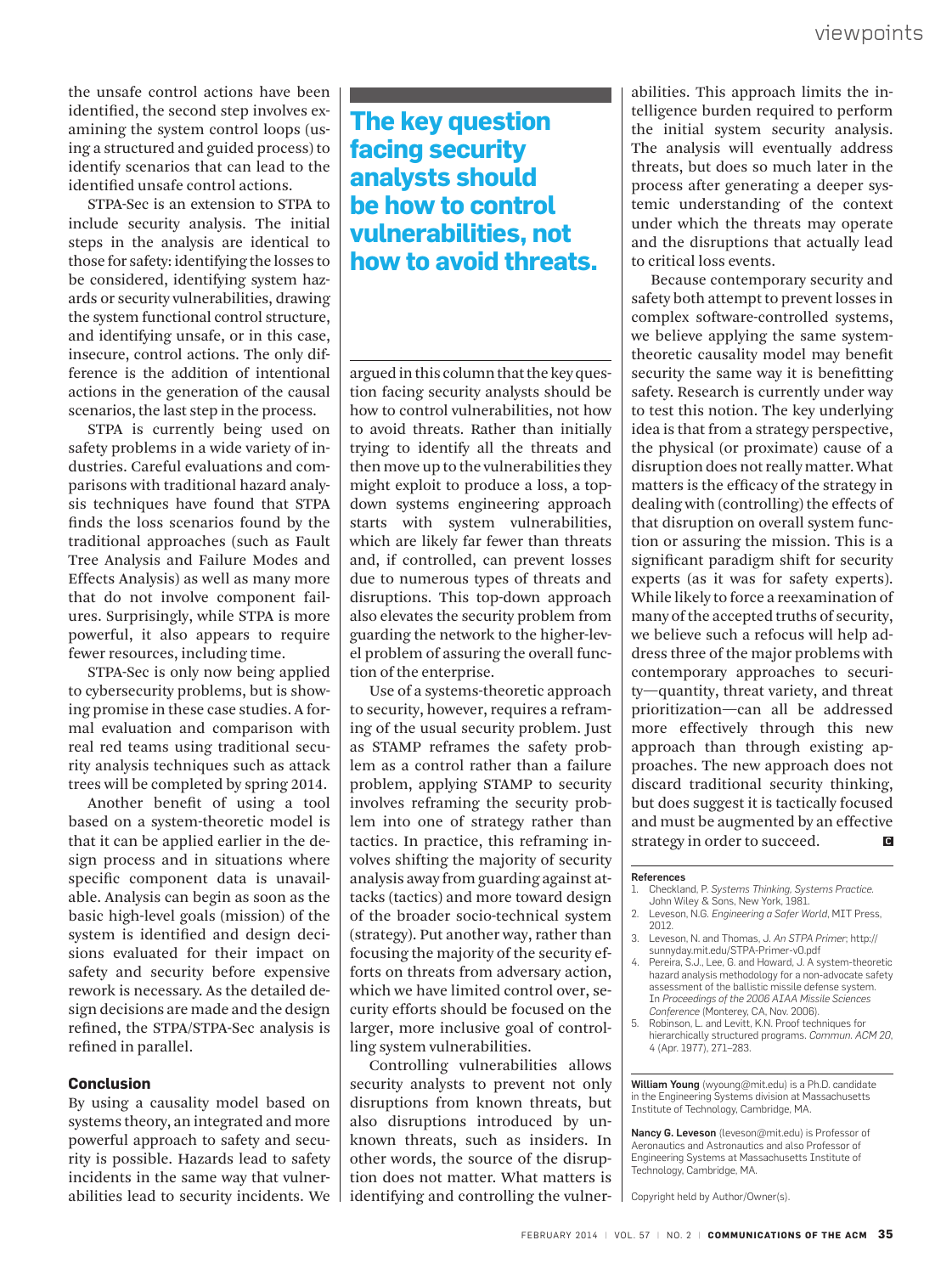the unsafe control actions have been identified, the second step involves examining the system control loops (using a structured and guided process) to identify scenarios that can lead to the identified unsafe control actions.

STPA-Sec is an extension to STPA to include security analysis. The initial steps in the analysis are identical to those for safety: identifying the losses to be considered, identifying system hazards or security vulnerabilities, drawing the system functional control structure, and identifying unsafe, or in this case, insecure, control actions. The only difference is the addition of intentional actions in the generation of the causal scenarios, the last step in the process.

STPA is currently being used on safety problems in a wide variety of industries. Careful evaluations and comparisons with traditional hazard analysis techniques have found that STPA finds the loss scenarios found by the traditional approaches (such as Fault Tree Analysis and Failure Modes and Effects Analysis) as well as many more that do not involve component failures. Surprisingly, while STPA is more powerful, it also appears to require fewer resources, including time.

STPA-Sec is only now being applied to cybersecurity problems, but is showing promise in these case studies. A formal evaluation and comparison with real red teams using traditional security analysis techniques such as attack trees will be completed by spring 2014.

Another benefit of using a tool based on a system-theoretic model is that it can be applied earlier in the design process and in situations where specific component data is unavailable. Analysis can begin as soon as the basic high-level goals (mission) of the system is identified and design decisions evaluated for their impact on safety and security before expensive rework is necessary. As the detailed design decisions are made and the design refined, the STPA/STPA-Sec analysis is refined in parallel.

### Conclusion

By using a causality model based on systems theory, an integrated and more powerful approach to safety and security is possible. Hazards lead to safety incidents in the same way that vulnerabilities lead to security incidents. We argued in this column that the key question facing security analysts should be how to control vulnerabilities, not how to avoid threats. Rather than initially trying to identify all the threats and then move up to the vulnerabilities they might exploit to produce a loss, a top-down systems engineering approach starts with system vulnerabilities, which are likely far fewer than threats and, if controlled, can prevent losses due to numerous types of threats and disruptions. This top-down approach also elevates the security problem from guarding the network to the higher-level problem of assuring the overall function of the enterprise.

**The key question facing security analysts should be how to control vulnerabilities, not how to avoid threats.**

Use of a systems-theoretic approach to security, however, requires a reframing of the usual security problem. Just as STAMP reframes the safety problem as a control rather than a failure problem, applying STAMP to security involves reframing the security problem into one of strategy rather than tactics. In practice, this reframing involves shifting the majority of security analysis away from guarding against attacks (tactics) and more toward design of the broader socio-technical system (strategy). Put another way, rather than focusing the majority of the security efforts on threats from adversary action, which we have limited control over, security efforts should be focused on the larger, more inclusive goal of controlling system vulnerabilities.

Controlling vulnerabilities allows security analysts to prevent not only disruptions from known threats, but also disruptions introduced by unknown threats, such as insiders. In other words, the source of the disruption does not matter. What matters is identifying and controlling the vulnerabilities. This approach limits the intelligence burden required to perform the initial system security analysis. The analysis will eventually address threats, but does so much later in the process after generating a deeper systemic understanding of the context under which the threats may operate and the disruptions that actually lead to critical loss events.

Because contemporary security and safety both attempt to prevent losses in complex software-controlled systems, we believe applying the same system-theoretic causality model may benefit security the same way it is benefitting safety. Research is currently under way to test this notion. The key underlying idea is that from a strategy perspective, the physical (or proximate) cause of a disruption does not really matter. What matters is the efficacy of the strategy in dealing with (controlling) the effects of that disruption on overall system function or assuring the mission. This is a significant paradigm shift for security experts (as it was for safety experts). While likely to force a reexamination of many of the accepted truths of security, we believe such a refocus will help address three of the major problems with contemporary approaches to security—quantity, threat variety, and threat prioritization—can all be addressed more effectively through this new approach than through existing approaches. The new approach does not discard traditional security thinking, but does suggest it is tactically focused and must be augmented by an effective strategy in order to succeed.

#### References

1. Checkland, P. *Systems Thinking, Systems Practice.* John Wiley & Sons, New York, 1981.
2. Leveson, N.G. *Engineering a Safer World*, MIT Press, 2012.
3. Leveson, N. and Thomas, J. *An STPA Primer*; http://sunnyday.mit.edu/STPA-Primer-v0.pdf
4. Pereira, S.J., Lee, G. and Howard, J. A system-theoretic hazard analysis methodology for a non-advocate safety assessment of the ballistic missile defense system. In *Proceedings of the 2006 AIAA Missile Sciences Conference* (Monterey, CA, Nov. 2006).
5. Robinson, L. and Levitt, K.N. Proof techniques for hierarchically structured programs. *Commun. ACM 20*, 4 (Apr. 1977), 271–283.

**William Young** (wyoung@mit.edu) is a Ph.D. candidate in the Engineering Systems division at Massachusetts Institute of Technology, Cambridge, MA.

**Nancy G. Leveson** (leveson@mit.edu) is Professor of Aeronautics and Astronautics and also Professor of Engineering Systems at Massachusetts Institute of Technology, Cambridge, MA.

Copyright held by Author/Owner(s).